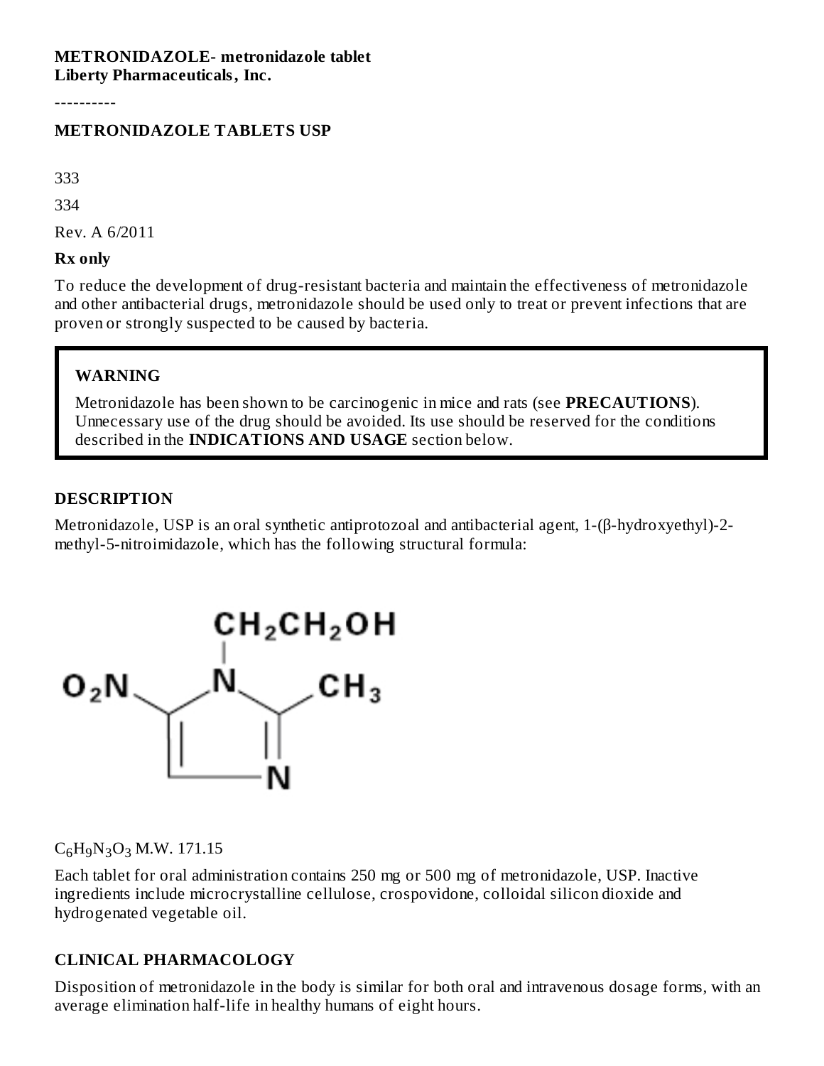**METRONIDAZOLE- metronidazole tablet**
**Liberty Pharmaceuticals, Inc.**

----------

## METRONIDAZOLE TABLETS USP

333

334

Rev. A 6/2011

**Rx only**

To reduce the development of drug-resistant bacteria and maintain the effectiveness of metronidazole and other antibacterial drugs, metronidazole should be used only to treat or prevent infections that are proven or strongly suspected to be caused by bacteria.

> **WARNING**
>
> Metronidazole has been shown to be carcinogenic in mice and rats (see **PRECAUTIONS**). Unnecessary use of the drug should be avoided. Its use should be reserved for the conditions described in the **INDICATIONS AND USAGE** section below.

## DESCRIPTION

Metronidazole, USP is an oral synthetic antiprotozoal and antibacterial agent, 1-(β-hydroxyethyl)-2-methyl-5-nitroimidazole, which has the following structural formula:

$C_6H_9N_3O_3$ M.W. 171.15

Each tablet for oral administration contains 250 mg or 500 mg of metronidazole, USP. Inactive ingredients include microcrystalline cellulose, crospovidone, colloidal silicon dioxide and hydrogenated vegetable oil.

## CLINICAL PHARMACOLOGY

Disposition of metronidazole in the body is similar for both oral and intravenous dosage forms, with an average elimination half-life in healthy humans of eight hours.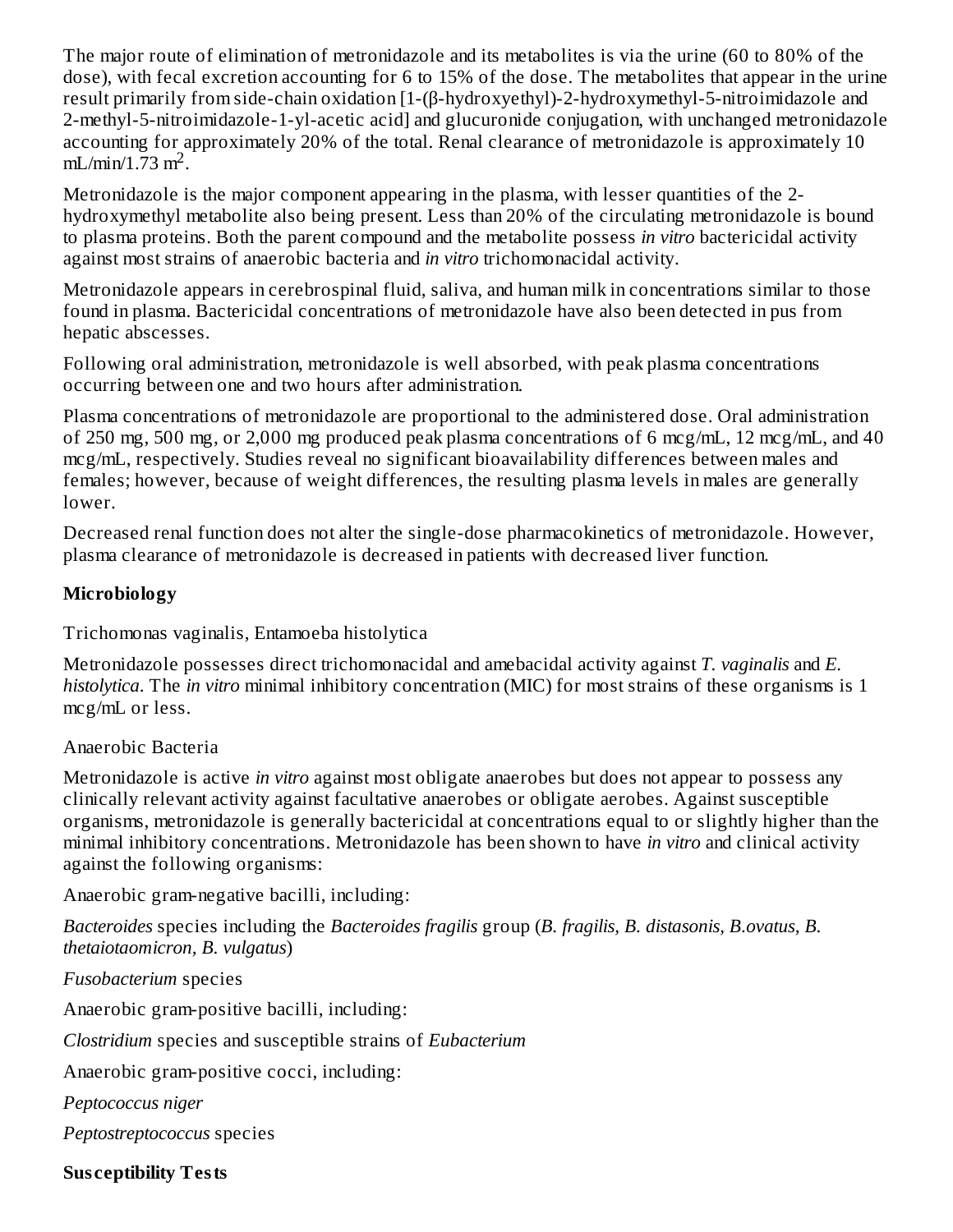The major route of elimination of metronidazole and its metabolites is via the urine (60 to 80% of the dose), with fecal excretion accounting for 6 to 15% of the dose. The metabolites that appear in the urine result primarily from side-chain oxidation [1-(β-hydroxyethyl)-2-hydroxymethyl-5-nitroimidazole and 2-methyl-5-nitroimidazole-1-yl-acetic acid] and glucuronide conjugation, with unchanged metronidazole accounting for approximately 20% of the total. Renal clearance of metronidazole is approximately 10 mL/min/1.73 $m^2$.

Metronidazole is the major component appearing in the plasma, with lesser quantities of the 2-hydroxymethyl metabolite also being present. Less than 20% of the circulating metronidazole is bound to plasma proteins. Both the parent compound and the metabolite possess *in vitro* bactericidal activity against most strains of anaerobic bacteria and *in vitro* trichomonacidal activity.

Metronidazole appears in cerebrospinal fluid, saliva, and human milk in concentrations similar to those found in plasma. Bactericidal concentrations of metronidazole have also been detected in pus from hepatic abscesses.

Following oral administration, metronidazole is well absorbed, with peak plasma concentrations occurring between one and two hours after administration.

Plasma concentrations of metronidazole are proportional to the administered dose. Oral administration of 250 mg, 500 mg, or 2,000 mg produced peak plasma concentrations of 6 mcg/mL, 12 mcg/mL, and 40 mcg/mL, respectively. Studies reveal no significant bioavailability differences between males and females; however, because of weight differences, the resulting plasma levels in males are generally lower.

Decreased renal function does not alter the single-dose pharmacokinetics of metronidazole. However, plasma clearance of metronidazole is decreased in patients with decreased liver function.

**Microbiology**

Trichomonas vaginalis, Entamoeba histolytica

Metronidazole possesses direct trichomonacidal and amebacidal activity against *T. vaginalis* and *E. histolytica*. The *in vitro* minimal inhibitory concentration (MIC) for most strains of these organisms is 1 mcg/mL or less.

Anaerobic Bacteria

Metronidazole is active *in vitro* against most obligate anaerobes but does not appear to possess any clinically relevant activity against facultative anaerobes or obligate aerobes. Against susceptible organisms, metronidazole is generally bactericidal at concentrations equal to or slightly higher than the minimal inhibitory concentrations. Metronidazole has been shown to have *in vitro* and clinical activity against the following organisms:

Anaerobic gram-negative bacilli, including:

*Bacteroides* species including the *Bacteroides fragilis* group (*B. fragilis, B. distasonis, B.ovatus, B. thetaiotaomicron, B. vulgatus*)

*Fusobacterium* species

Anaerobic gram-positive bacilli, including:

*Clostridium* species and susceptible strains of *Eubacterium*

Anaerobic gram-positive cocci, including:

*Peptococcus niger*

*Peptostreptococcus* species

**Susceptibility Tests**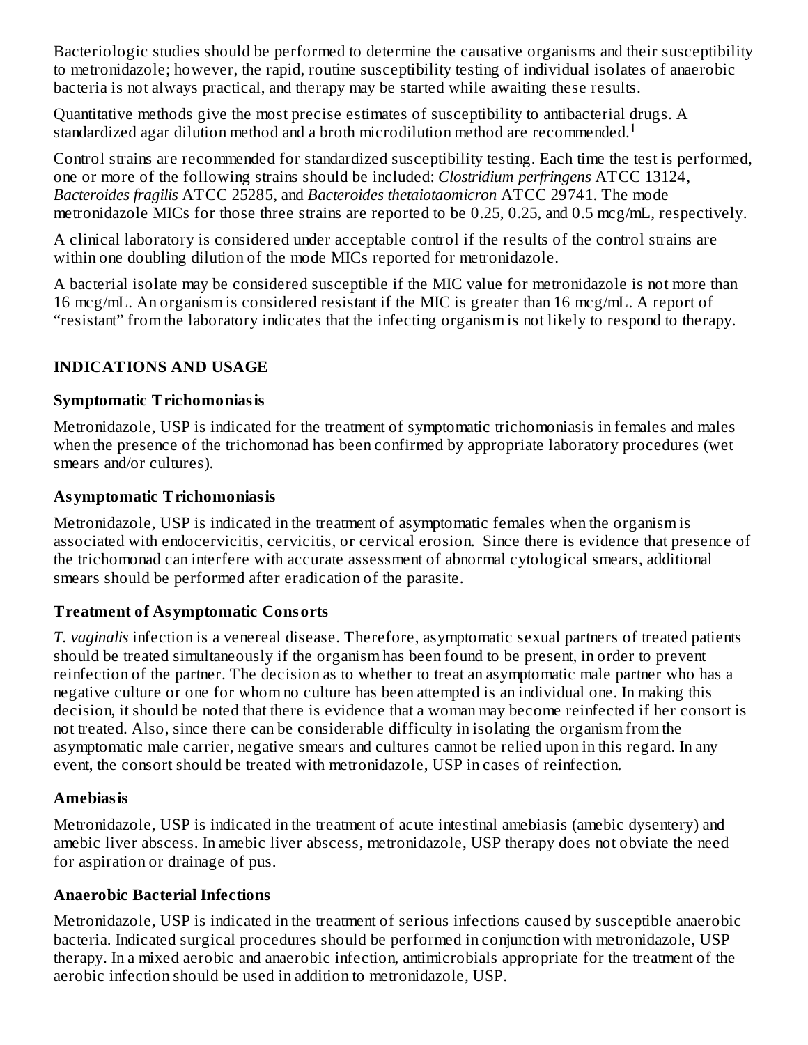Bacteriologic studies should be performed to determine the causative organisms and their susceptibility to metronidazole; however, the rapid, routine susceptibility testing of individual isolates of anaerobic bacteria is not always practical, and therapy may be started while awaiting these results.

Quantitative methods give the most precise estimates of susceptibility to antibacterial drugs. A standardized agar dilution method and a broth microdilution method are recommended.[1]

Control strains are recommended for standardized susceptibility testing. Each time the test is performed, one or more of the following strains should be included: *Clostridium perfringens* ATCC 13124, *Bacteroides fragilis* ATCC 25285, and *Bacteroides thetaiotaomicron* ATCC 29741. The mode metronidazole MICs for those three strains are reported to be 0.25, 0.25, and 0.5 mcg/mL, respectively.

A clinical laboratory is considered under acceptable control if the results of the control strains are within one doubling dilution of the mode MICs reported for metronidazole.

A bacterial isolate may be considered susceptible if the MIC value for metronidazole is not more than 16 mcg/mL. An organism is considered resistant if the MIC is greater than 16 mcg/mL. A report of "resistant" from the laboratory indicates that the infecting organism is not likely to respond to therapy.

## INDICATIONS AND USAGE

### Symptomatic Trichomoniasis

Metronidazole, USP is indicated for the treatment of symptomatic trichomoniasis in females and males when the presence of the trichomonad has been confirmed by appropriate laboratory procedures (wet smears and/or cultures).

### Asymptomatic Trichomoniasis

Metronidazole, USP is indicated in the treatment of asymptomatic females when the organism is associated with endocervicitis, cervicitis, or cervical erosion. Since there is evidence that presence of the trichomonad can interfere with accurate assessment of abnormal cytological smears, additional smears should be performed after eradication of the parasite.

### Treatment of Asymptomatic Consorts

*T. vaginalis* infection is a venereal disease. Therefore, asymptomatic sexual partners of treated patients should be treated simultaneously if the organism has been found to be present, in order to prevent reinfection of the partner. The decision as to whether to treat an asymptomatic male partner who has a negative culture or one for whom no culture has been attempted is an individual one. In making this decision, it should be noted that there is evidence that a woman may become reinfected if her consort is not treated. Also, since there can be considerable difficulty in isolating the organism from the asymptomatic male carrier, negative smears and cultures cannot be relied upon in this regard. In any event, the consort should be treated with metronidazole, USP in cases of reinfection.

### Amebiasis

Metronidazole, USP is indicated in the treatment of acute intestinal amebiasis (amebic dysentery) and amebic liver abscess. In amebic liver abscess, metronidazole, USP therapy does not obviate the need for aspiration or drainage of pus.

### Anaerobic Bacterial Infections

Metronidazole, USP is indicated in the treatment of serious infections caused by susceptible anaerobic bacteria. Indicated surgical procedures should be performed in conjunction with metronidazole, USP therapy. In a mixed aerobic and anaerobic infection, antimicrobials appropriate for the treatment of the aerobic infection should be used in addition to metronidazole, USP.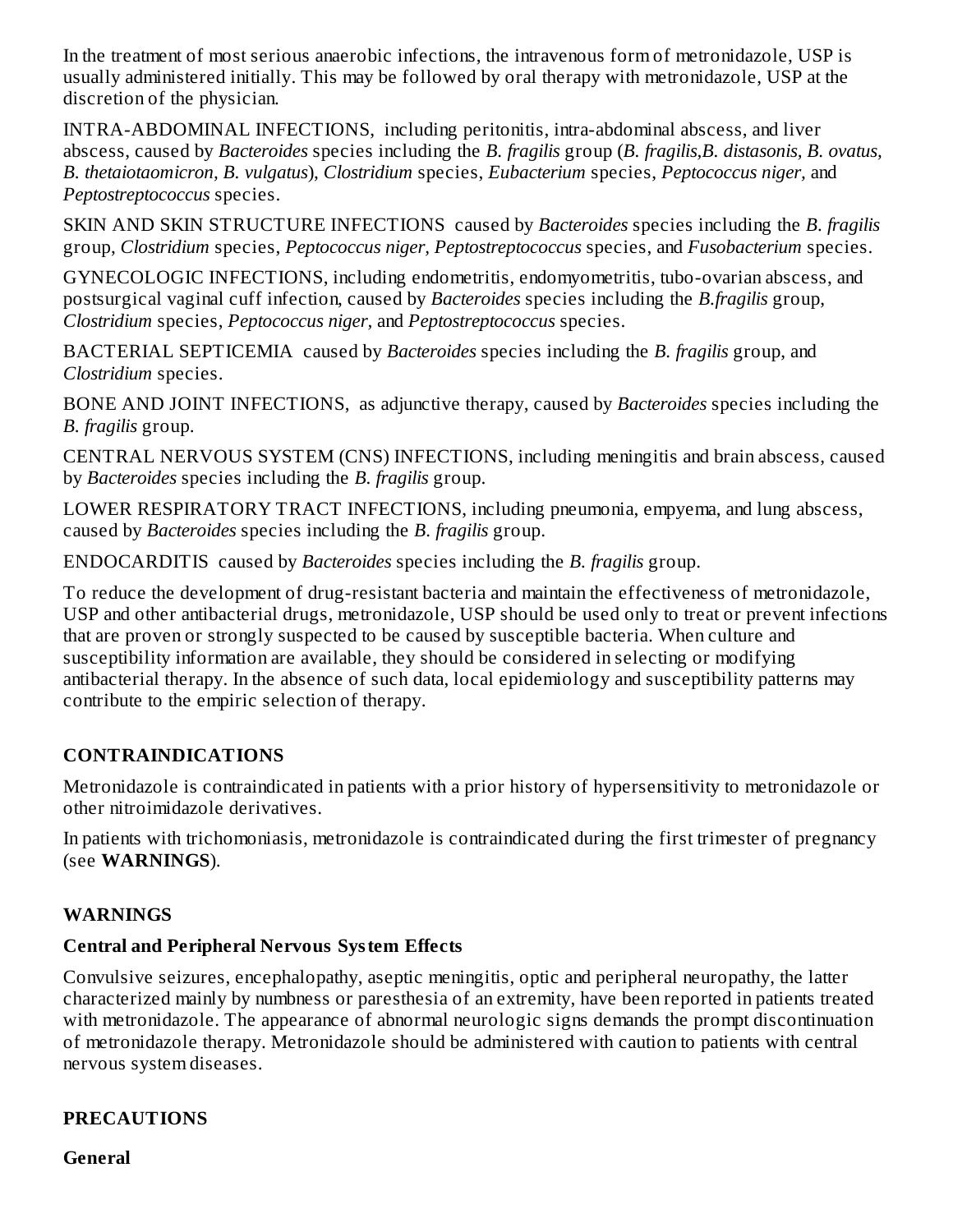In the treatment of most serious anaerobic infections, the intravenous form of metronidazole, USP is usually administered initially. This may be followed by oral therapy with metronidazole, USP at the discretion of the physician.

INTRA-ABDOMINAL INFECTIONS, including peritonitis, intra-abdominal abscess, and liver abscess, caused by *Bacteroides* species including the *B. fragilis* group (*B. fragilis,B. distasonis, B. ovatus, B. thetaiotaomicron, B. vulgatus*), *Clostridium* species, *Eubacterium* species, *Peptococcus niger,* and *Peptostreptococcus* species.

SKIN AND SKIN STRUCTURE INFECTIONS caused by *Bacteroides* species including the *B. fragilis* group, *Clostridium* species, *Peptococcus niger, Peptostreptococcus* species, and *Fusobacterium* species.

GYNECOLOGIC INFECTIONS, including endometritis, endomyometritis, tubo-ovarian abscess, and postsurgical vaginal cuff infection, caused by *Bacteroides* species including the *B.fragilis* group, *Clostridium* species, *Peptococcus niger,* and *Peptostreptococcus* species.

BACTERIAL SEPTICEMIA caused by *Bacteroides* species including the *B. fragilis* group, and *Clostridium* species.

BONE AND JOINT INFECTIONS, as adjunctive therapy, caused by *Bacteroides* species including the *B. fragilis* group.

CENTRAL NERVOUS SYSTEM (CNS) INFECTIONS, including meningitis and brain abscess, caused by *Bacteroides* species including the *B. fragilis* group.

LOWER RESPIRATORY TRACT INFECTIONS, including pneumonia, empyema, and lung abscess, caused by *Bacteroides* species including the *B. fragilis* group.

ENDOCARDITIS caused by *Bacteroides* species including the *B. fragilis* group.

To reduce the development of drug-resistant bacteria and maintain the effectiveness of metronidazole, USP and other antibacterial drugs, metronidazole, USP should be used only to treat or prevent infections that are proven or strongly suspected to be caused by susceptible bacteria. When culture and susceptibility information are available, they should be considered in selecting or modifying antibacterial therapy. In the absence of such data, local epidemiology and susceptibility patterns may contribute to the empiric selection of therapy.

## CONTRAINDICATIONS

Metronidazole is contraindicated in patients with a prior history of hypersensitivity to metronidazole or other nitroimidazole derivatives.

In patients with trichomoniasis, metronidazole is contraindicated during the first trimester of pregnancy (see **WARNINGS**).

## WARNINGS

### Central and Peripheral Nervous System Effects

Convulsive seizures, encephalopathy, aseptic meningitis, optic and peripheral neuropathy, the latter characterized mainly by numbness or paresthesia of an extremity, have been reported in patients treated with metronidazole. The appearance of abnormal neurologic signs demands the prompt discontinuation of metronidazole therapy. Metronidazole should be administered with caution to patients with central nervous system diseases.

## PRECAUTIONS

### General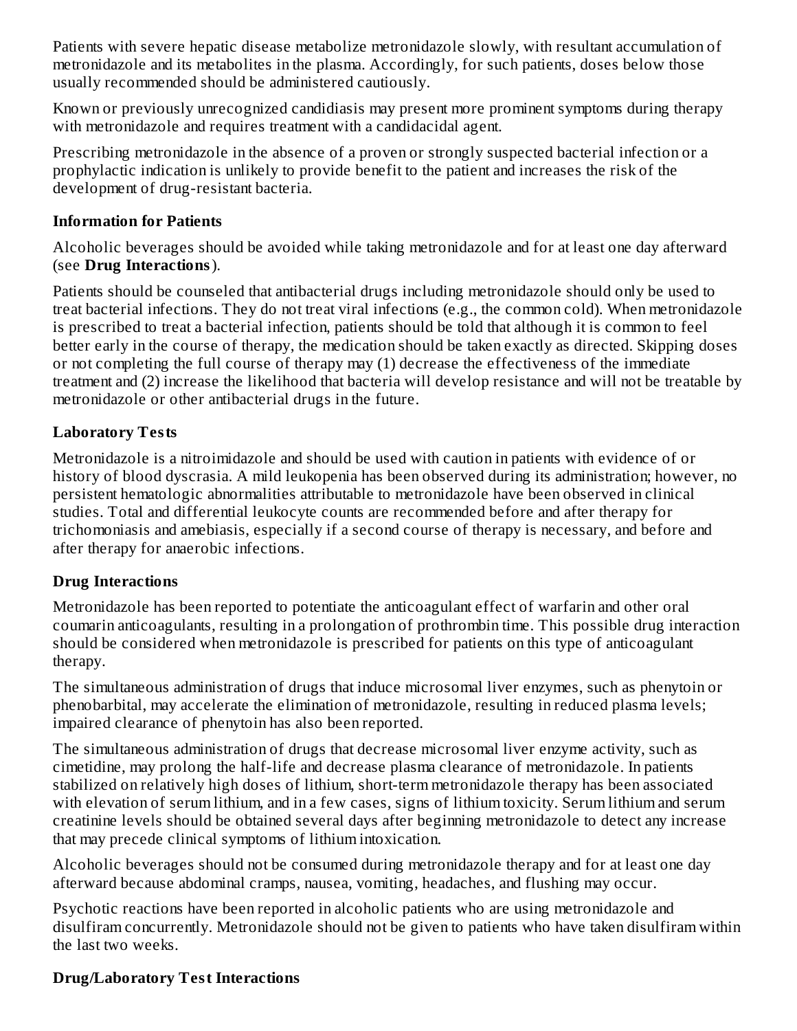Patients with severe hepatic disease metabolize metronidazole slowly, with resultant accumulation of metronidazole and its metabolites in the plasma. Accordingly, for such patients, doses below those usually recommended should be administered cautiously.

Known or previously unrecognized candidiasis may present more prominent symptoms during therapy with metronidazole and requires treatment with a candidacidal agent.

Prescribing metronidazole in the absence of a proven or strongly suspected bacterial infection or a prophylactic indication is unlikely to provide benefit to the patient and increases the risk of the development of drug-resistant bacteria.

**Information for Patients**

Alcoholic beverages should be avoided while taking metronidazole and for at least one day afterward (see **Drug Interactions**).

Patients should be counseled that antibacterial drugs including metronidazole should only be used to treat bacterial infections. They do not treat viral infections (e.g., the common cold). When metronidazole is prescribed to treat a bacterial infection, patients should be told that although it is common to feel better early in the course of therapy, the medication should be taken exactly as directed. Skipping doses or not completing the full course of therapy may (1) decrease the effectiveness of the immediate treatment and (2) increase the likelihood that bacteria will develop resistance and will not be treatable by metronidazole or other antibacterial drugs in the future.

**Laboratory Tests**

Metronidazole is a nitroimidazole and should be used with caution in patients with evidence of or history of blood dyscrasia. A mild leukopenia has been observed during its administration; however, no persistent hematologic abnormalities attributable to metronidazole have been observed in clinical studies. Total and differential leukocyte counts are recommended before and after therapy for trichomoniasis and amebiasis, especially if a second course of therapy is necessary, and before and after therapy for anaerobic infections.

**Drug Interactions**

Metronidazole has been reported to potentiate the anticoagulant effect of warfarin and other oral coumarin anticoagulants, resulting in a prolongation of prothrombin time. This possible drug interaction should be considered when metronidazole is prescribed for patients on this type of anticoagulant therapy.

The simultaneous administration of drugs that induce microsomal liver enzymes, such as phenytoin or phenobarbital, may accelerate the elimination of metronidazole, resulting in reduced plasma levels; impaired clearance of phenytoin has also been reported.

The simultaneous administration of drugs that decrease microsomal liver enzyme activity, such as cimetidine, may prolong the half-life and decrease plasma clearance of metronidazole. In patients stabilized on relatively high doses of lithium, short-term metronidazole therapy has been associated with elevation of serum lithium, and in a few cases, signs of lithium toxicity. Serum lithium and serum creatinine levels should be obtained several days after beginning metronidazole to detect any increase that may precede clinical symptoms of lithium intoxication.

Alcoholic beverages should not be consumed during metronidazole therapy and for at least one day afterward because abdominal cramps, nausea, vomiting, headaches, and flushing may occur.

Psychotic reactions have been reported in alcoholic patients who are using metronidazole and disulfiram concurrently. Metronidazole should not be given to patients who have taken disulfiram within the last two weeks.

**Drug/Laboratory Test Interactions**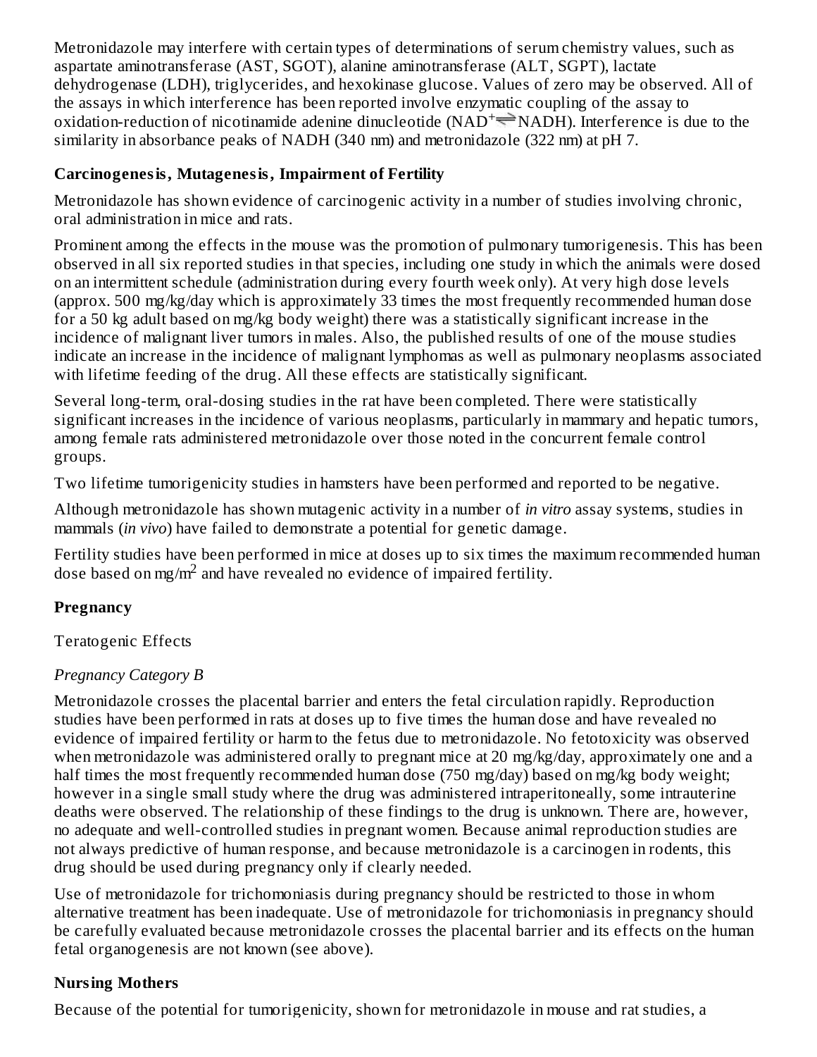Metronidazole may interfere with certain types of determinations of serum chemistry values, such as aspartate aminotransferase (AST, SGOT), alanine aminotransferase (ALT, SGPT), lactate dehydrogenase (LDH), triglycerides, and hexokinase glucose. Values of zero may be observed. All of the assays in which interference has been reported involve enzymatic coupling of the assay to oxidation-reduction of nicotinamide adenine dinucleotide ($NAD^+ \rightleftharpoons NADH$). Interference is due to the similarity in absorbance peaks of NADH (340 nm) and metronidazole (322 nm) at pH 7.

### Carcinogenesis, Mutagenesis, Impairment of Fertility

Metronidazole has shown evidence of carcinogenic activity in a number of studies involving chronic, oral administration in mice and rats.

Prominent among the effects in the mouse was the promotion of pulmonary tumorigenesis. This has been observed in all six reported studies in that species, including one study in which the animals were dosed on an intermittent schedule (administration during every fourth week only). At very high dose levels (approx. 500 mg/kg/day which is approximately 33 times the most frequently recommended human dose for a 50 kg adult based on mg/kg body weight) there was a statistically significant increase in the incidence of malignant liver tumors in males. Also, the published results of one of the mouse studies indicate an increase in the incidence of malignant lymphomas as well as pulmonary neoplasms associated with lifetime feeding of the drug. All these effects are statistically significant.

Several long-term, oral-dosing studies in the rat have been completed. There were statistically significant increases in the incidence of various neoplasms, particularly in mammary and hepatic tumors, among female rats administered metronidazole over those noted in the concurrent female control groups.

Two lifetime tumorigenicity studies in hamsters have been performed and reported to be negative.

Although metronidazole has shown mutagenic activity in a number of *in vitro* assay systems, studies in mammals (*in vivo*) have failed to demonstrate a potential for genetic damage.

Fertility studies have been performed in mice at doses up to six times the maximum recommended human dose based on $mg/m^2$ and have revealed no evidence of impaired fertility.

### Pregnancy

Teratogenic Effects

*Pregnancy Category B*

Metronidazole crosses the placental barrier and enters the fetal circulation rapidly. Reproduction studies have been performed in rats at doses up to five times the human dose and have revealed no evidence of impaired fertility or harm to the fetus due to metronidazole. No fetotoxicity was observed when metronidazole was administered orally to pregnant mice at 20 mg/kg/day, approximately one and a half times the most frequently recommended human dose (750 mg/day) based on mg/kg body weight; however in a single small study where the drug was administered intraperitoneally, some intrauterine deaths were observed. The relationship of these findings to the drug is unknown. There are, however, no adequate and well-controlled studies in pregnant women. Because animal reproduction studies are not always predictive of human response, and because metronidazole is a carcinogen in rodents, this drug should be used during pregnancy only if clearly needed.

Use of metronidazole for trichomoniasis during pregnancy should be restricted to those in whom alternative treatment has been inadequate. Use of metronidazole for trichomoniasis in pregnancy should be carefully evaluated because metronidazole crosses the placental barrier and its effects on the human fetal organogenesis are not known (see above).

### Nursing Mothers

Because of the potential for tumorigenicity, shown for metronidazole in mouse and rat studies, a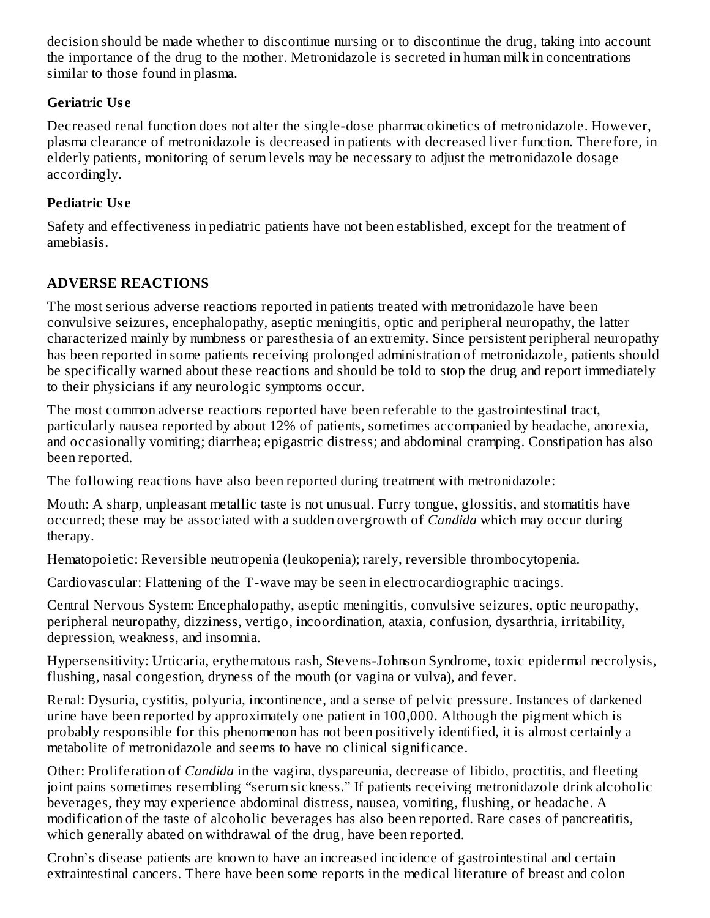decision should be made whether to discontinue nursing or to discontinue the drug, taking into account the importance of the drug to the mother. Metronidazole is secreted in human milk in concentrations similar to those found in plasma.

### Geriatric Use

Decreased renal function does not alter the single-dose pharmacokinetics of metronidazole. However, plasma clearance of metronidazole is decreased in patients with decreased liver function. Therefore, in elderly patients, monitoring of serum levels may be necessary to adjust the metronidazole dosage accordingly.

### Pediatric Use

Safety and effectiveness in pediatric patients have not been established, except for the treatment of amebiasis.

## ADVERSE REACTIONS

The most serious adverse reactions reported in patients treated with metronidazole have been convulsive seizures, encephalopathy, aseptic meningitis, optic and peripheral neuropathy, the latter characterized mainly by numbness or paresthesia of an extremity. Since persistent peripheral neuropathy has been reported in some patients receiving prolonged administration of metronidazole, patients should be specifically warned about these reactions and should be told to stop the drug and report immediately to their physicians if any neurologic symptoms occur.

The most common adverse reactions reported have been referable to the gastrointestinal tract, particularly nausea reported by about 12% of patients, sometimes accompanied by headache, anorexia, and occasionally vomiting; diarrhea; epigastric distress; and abdominal cramping. Constipation has also been reported.

The following reactions have also been reported during treatment with metronidazole:

Mouth: A sharp, unpleasant metallic taste is not unusual. Furry tongue, glossitis, and stomatitis have occurred; these may be associated with a sudden overgrowth of *Candida* which may occur during therapy.

Hematopoietic: Reversible neutropenia (leukopenia); rarely, reversible thrombocytopenia.

Cardiovascular: Flattening of the T-wave may be seen in electrocardiographic tracings.

Central Nervous System: Encephalopathy, aseptic meningitis, convulsive seizures, optic neuropathy, peripheral neuropathy, dizziness, vertigo, incoordination, ataxia, confusion, dysarthria, irritability, depression, weakness, and insomnia.

Hypersensitivity: Urticaria, erythematous rash, Stevens-Johnson Syndrome, toxic epidermal necrolysis, flushing, nasal congestion, dryness of the mouth (or vagina or vulva), and fever.

Renal: Dysuria, cystitis, polyuria, incontinence, and a sense of pelvic pressure. Instances of darkened urine have been reported by approximately one patient in 100,000. Although the pigment which is probably responsible for this phenomenon has not been positively identified, it is almost certainly a metabolite of metronidazole and seems to have no clinical significance.

Other: Proliferation of *Candida* in the vagina, dyspareunia, decrease of libido, proctitis, and fleeting joint pains sometimes resembling "serum sickness." If patients receiving metronidazole drink alcoholic beverages, they may experience abdominal distress, nausea, vomiting, flushing, or headache. A modification of the taste of alcoholic beverages has also been reported. Rare cases of pancreatitis, which generally abated on withdrawal of the drug, have been reported.

Crohn's disease patients are known to have an increased incidence of gastrointestinal and certain extraintestinal cancers. There have been some reports in the medical literature of breast and colon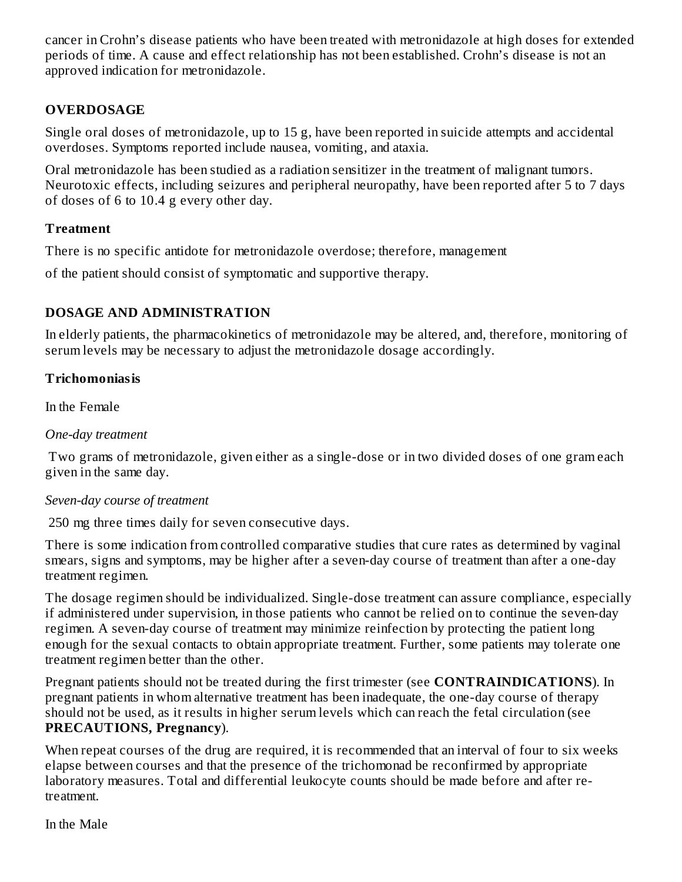cancer in Crohn's disease patients who have been treated with metronidazole at high doses for extended periods of time. A cause and effect relationship has not been established. Crohn's disease is not an approved indication for metronidazole.

## OVERDOSAGE

Single oral doses of metronidazole, up to 15 g, have been reported in suicide attempts and accidental overdoses. Symptoms reported include nausea, vomiting, and ataxia.

Oral metronidazole has been studied as a radiation sensitizer in the treatment of malignant tumors. Neurotoxic effects, including seizures and peripheral neuropathy, have been reported after 5 to 7 days of doses of 6 to 10.4 g every other day.

### Treatment

There is no specific antidote for metronidazole overdose; therefore, management

of the patient should consist of symptomatic and supportive therapy.

## DOSAGE AND ADMINISTRATION

In elderly patients, the pharmacokinetics of metronidazole may be altered, and, therefore, monitoring of serum levels may be necessary to adjust the metronidazole dosage accordingly.

### Trichomoniasis

In the Female

*One-day treatment*

Two grams of metronidazole, given either as a single-dose or in two divided doses of one gram each given in the same day.

*Seven-day course of treatment*

250 mg three times daily for seven consecutive days.

There is some indication from controlled comparative studies that cure rates as determined by vaginal smears, signs and symptoms, may be higher after a seven-day course of treatment than after a one-day treatment regimen.

The dosage regimen should be individualized. Single-dose treatment can assure compliance, especially if administered under supervision, in those patients who cannot be relied on to continue the seven-day regimen. A seven-day course of treatment may minimize reinfection by protecting the patient long enough for the sexual contacts to obtain appropriate treatment. Further, some patients may tolerate one treatment regimen better than the other.

Pregnant patients should not be treated during the first trimester (see **CONTRAINDICATIONS**). In pregnant patients in whom alternative treatment has been inadequate, the one-day course of therapy should not be used, as it results in higher serum levels which can reach the fetal circulation (see **PRECAUTIONS, Pregnancy**).

When repeat courses of the drug are required, it is recommended that an interval of four to six weeks elapse between courses and that the presence of the trichomonad be reconfirmed by appropriate laboratory measures. Total and differential leukocyte counts should be made before and after re-treatment.

In the Male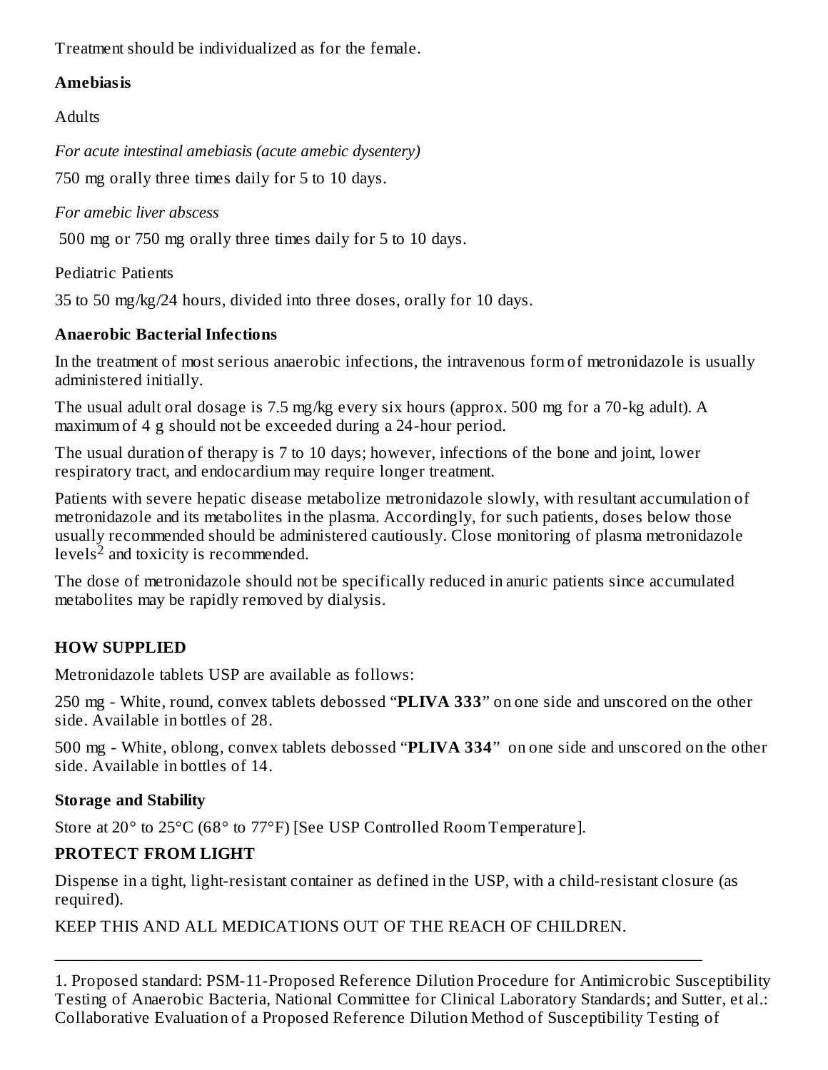Treatment should be individualized as for the female.

**Amebiasis**

Adults

*For acute intestinal amebiasis (acute amebic dysentery)*

750 mg orally three times daily for 5 to 10 days.

*For amebic liver abscess*

500 mg or 750 mg orally three times daily for 5 to 10 days.

Pediatric Patients

35 to 50 mg/kg/24 hours, divided into three doses, orally for 10 days.

**Anaerobic Bacterial Infections**

In the treatment of most serious anaerobic infections, the intravenous form of metronidazole is usually administered initially.

The usual adult oral dosage is 7.5 mg/kg every six hours (approx. 500 mg for a 70-kg adult). A maximum of 4 g should not be exceeded during a 24-hour period.

The usual duration of therapy is 7 to 10 days; however, infections of the bone and joint, lower respiratory tract, and endocardium may require longer treatment.

Patients with severe hepatic disease metabolize metronidazole slowly, with resultant accumulation of metronidazole and its metabolites in the plasma. Accordingly, for such patients, doses below those usually recommended should be administered cautiously. Close monitoring of plasma metronidazole levels[2] and toxicity is recommended.

The dose of metronidazole should not be specifically reduced in anuric patients since accumulated metabolites may be rapidly removed by dialysis.

## HOW SUPPLIED

Metronidazole tablets USP are available as follows:

250 mg - White, round, convex tablets debossed "**PLIVA 333**" on one side and unscored on the other side. Available in bottles of 28.

500 mg - White, oblong, convex tablets debossed "**PLIVA 334**" on one side and unscored on the other side. Available in bottles of 14.

**Storage and Stability**

Store at 20° to 25°C (68° to 77°F) [See USP Controlled Room Temperature].

**PROTECT FROM LIGHT**

Dispense in a tight, light-resistant container as defined in the USP, with a child-resistant closure (as required).

KEEP THIS AND ALL MEDICATIONS OUT OF THE REACH OF CHILDREN.

---

1. Proposed standard: PSM-11-Proposed Reference Dilution Procedure for Antimicrobic Susceptibility Testing of Anaerobic Bacteria, National Committee for Clinical Laboratory Standards; and Sutter, et al.: Collaborative Evaluation of a Proposed Reference Dilution Method of Susceptibility Testing of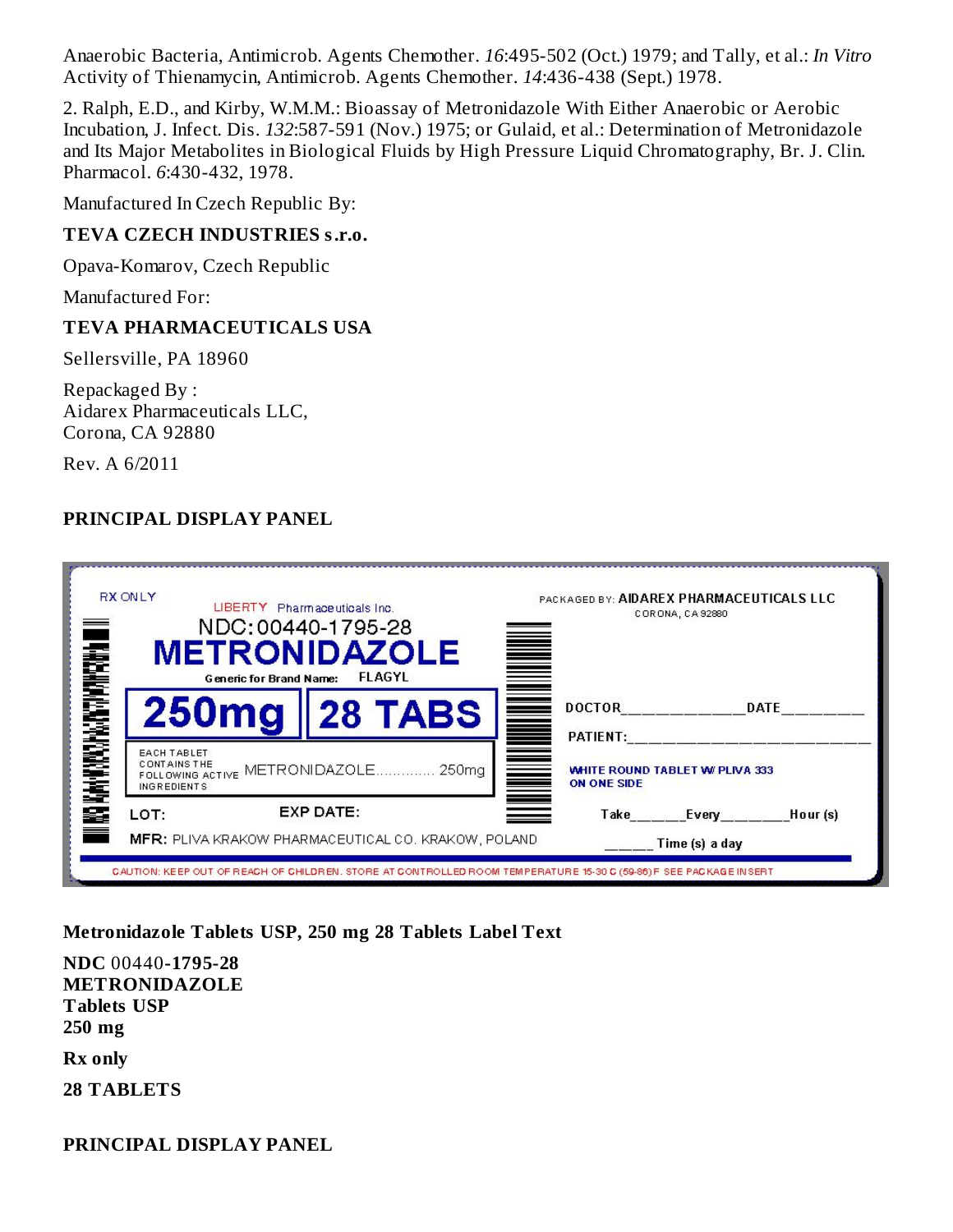Anaerobic Bacteria, Antimicrob. Agents Chemother. *16*:495-502 (Oct.) 1979; and Tally, et al.: *In Vitro* Activity of Thienamycin, Antimicrob. Agents Chemother. *14*:436-438 (Sept.) 1978.

2. Ralph, E.D., and Kirby, W.M.M.: Bioassay of Metronidazole With Either Anaerobic or Aerobic Incubation, J. Infect. Dis. *132*:587-591 (Nov.) 1975; or Gulaid, et al.: Determination of Metronidazole and Its Major Metabolites in Biological Fluids by High Pressure Liquid Chromatography, Br. J. Clin. Pharmacol. *6*:430-432, 1978.

Manufactured In Czech Republic By:

**TEVA CZECH INDUSTRIES s.r.o.**

Opava-Komarov, Czech Republic

Manufactured For:

**TEVA PHARMACEUTICALS USA**

Sellersville, PA 18960

Repackaged By :
Aidarex Pharmaceuticals LLC,
Corona, CA 92880

Rev. A 6/2011

**PRINCIPAL DISPLAY PANEL**

RX ONLY

LIBERTY Pharmaceuticals Inc.

NDC:00440-1795-28

**METRONIDAZOLE**

Generic for Brand Name: FLAGYL

**250mg** | **28 TABS**

EACH TABLET CONTAINS THE FOLLOWING ACTIVE INGREDIENTS METRONIDAZOLE.............. 250mg

LOT: EXP DATE:

MFR: PLIVA KRAKOW PHARMACEUTICAL CO. KRAKOW, POLAND

PACKAGED BY: AIDAREX PHARMACEUTICALS LLC
CORONA, CA 92880

DOCTOR_______________ DATE_________

PATIENT:___________________________

WHITE ROUND TABLET W/ PLIVA 333 ON ONE SIDE

Take______Every________Hour (s)

_____ Time (s) a day

CAUTION: KEEP OUT OF REACH OF CHILDREN. STORE AT CONTROLLED ROOM TEMPERATURE 15-30 C (59-86) F SEE PACKAGE INSERT

**Metronidazole Tablets USP, 250 mg 28 Tablets Label Text**

**NDC** 00440-**1795-28**
**METRONIDAZOLE**
**Tablets USP**
**250 mg**

**Rx only**

**28 TABLETS**

**PRINCIPAL DISPLAY PANEL**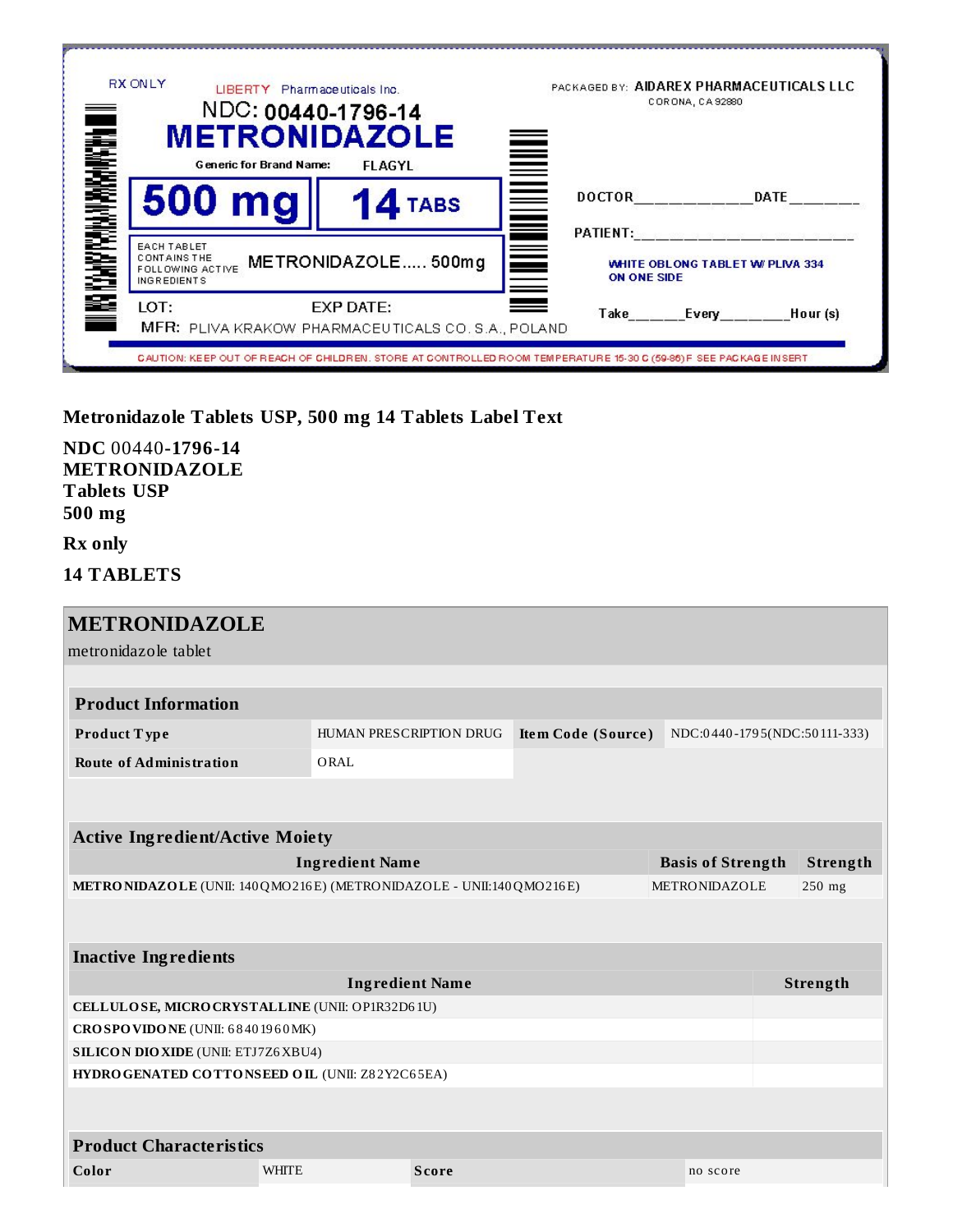RX ONLY

LIBERTY Pharmaceuticals Inc.

NDC: 00440-1796-14

METRONIDAZOLE

Generic for Brand Name: FLAGYL

500 mg | 14 TABS

EACH TABLET CONTAINS THE FOLLOWING ACTIVE INGREDIENTS METRONIDAZOLE..... 500mg

LOT: EXP DATE:

MFR: PLIVA KRAKOW PHARMACEUTICALS CO. S.A., POLAND

PACKAGED BY: AIDAREX PHARMACEUTICALS LLC
CORONA, CA 92880

DOCTOR_____________DATE________

PATIENT:______________________

WHITE OBLONG TABLET W/ PLIVA 334 ON ONE SIDE

Take______Every________Hour (s)

CAUTION: KEEP OUT OF REACH OF CHILDREN. STORE AT CONTROLLED ROOM TEMPERATURE 15-30 C (59-86) F SEE PACKAGE INSERT

**Metronidazole Tablets USP, 500 mg 14 Tablets Label Text**

**NDC** 00440-**1796-14**
**METRONIDAZOLE**
**Tablets USP**
**500 mg**

**Rx only**

**14 TABLETS**

## METRONIDAZOLE

metronidazole tablet

| **Product Information** | | | |
|---|---|---|---|
| **Product Type** | HUMAN PRESCRIPTION DRUG | **Item Code (Source)** | NDC:0440-1795(NDC:50111-333) |
| **Route of Administration** | ORAL | | |

| **Active Ingredient/Active Moiety** | | |
|---|---|---|
| **Ingredient Name** | **Basis of Strength** | **Strength** |
| **METRONIDAZOLE** (UNII: 140QMO216E) (METRONIDAZOLE - UNII:140QMO216E) | METRONIDAZOLE | 250 mg |

| **Inactive Ingredients** | |
|---|---|
| **Ingredient Name** | **Strength** |
| **CELLULOSE, MICROCRYSTALLINE** (UNII: OP1R32D61U) | |
| **CROSPOVIDONE** (UNII: 68401960MK) | |
| **SILICON DIOXIDE** (UNII: ETJ7Z6XBU4) | |
| **HYDROGENATED COTTONSEED OIL** (UNII: Z82Y2C65EA) | |

| **Product Characteristics** | | | |
|---|---|---|---|
| **Color** | WHITE | **Score** | no score |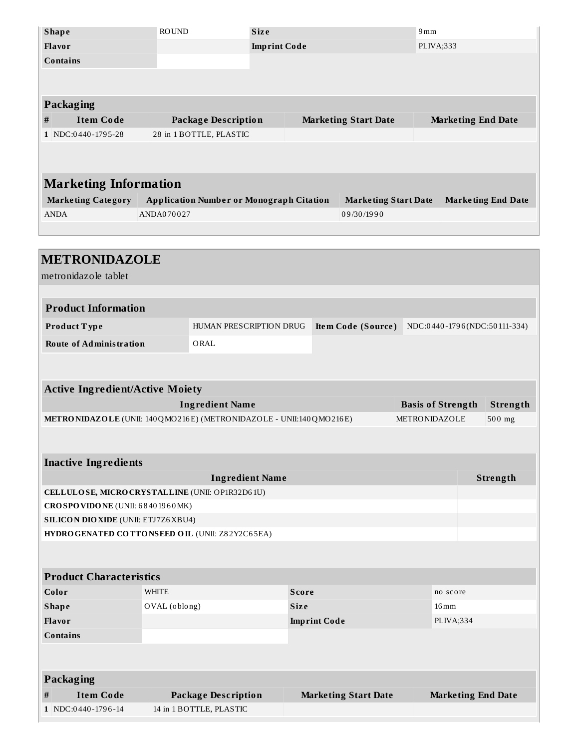| Shape | ROUND | Size | 9mm |
| --- | --- | --- | --- |
| Flavor | | Imprint Code | PLIVA;333 |
| Contains | | | |

| Packaging | | | | |
| --- | --- | --- | --- | --- |
| # | Item Code | Package Description | Marketing Start Date | Marketing End Date |
| 1 | NDC:0440-1795-28 | 28 in 1 BOTTLE, PLASTIC | | |

| Marketing Information | | | |
| --- | --- | --- | --- |
| Marketing Category | Application Number or Monograph Citation | Marketing Start Date | Marketing End Date |
| ANDA | ANDA070027 | 09/30/1990 | |

## METRONIDAZOLE

metronidazole tablet

| Product Information | | | |
| --- | --- | --- | --- |
| Product Type | HUMAN PRESCRIPTION DRUG | Item Code (Source) | NDC:0440-1796(NDC:50111-334) |
| Route of Administration | ORAL | | |

| Active Ingredient/Active Moiety | | |
| --- | --- | --- |
| Ingredient Name | Basis of Strength | Strength |
| **METRONIDAZOLE** (UNII: 140QMO216E) (METRONIDAZOLE - UNII:140QMO216E) | METRONIDAZOLE | 500 mg |

| Inactive Ingredients | |
| --- | --- |
| Ingredient Name | Strength |
| **CELLULOSE, MICROCRYSTALLINE** (UNII: OP1R32D61U) | |
| **CROSPOVIDONE** (UNII: 68401960MK) | |
| **SILICON DIOXIDE** (UNII: ETJ7Z6XBU4) | |
| **HYDROGENATED COTTONSEED OIL** (UNII: Z82Y2C65EA) | |

| Product Characteristics | | | |
| --- | --- | --- | --- |
| Color | WHITE | Score | no score |
| Shape | OVAL (oblong) | Size | 16mm |
| Flavor | | Imprint Code | PLIVA;334 |
| Contains | | | |

| Packaging | | | | |
| --- | --- | --- | --- | --- |
| # | Item Code | Package Description | Marketing Start Date | Marketing End Date |
| 1 | NDC:0440-1796-14 | 14 in 1 BOTTLE, PLASTIC | | |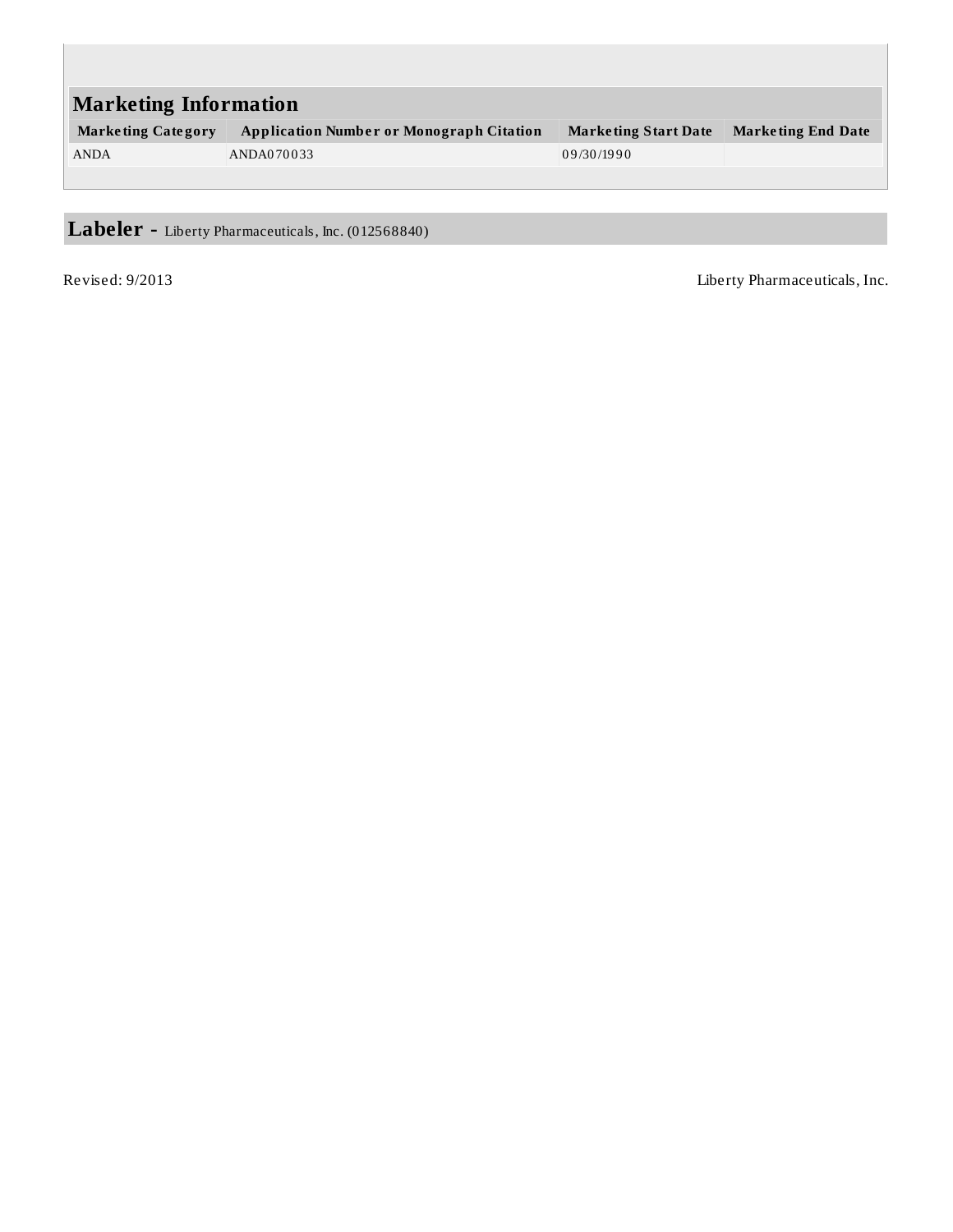## Marketing Information

| Marketing Category | Application Number or Monograph Citation | Marketing Start Date | Marketing End Date |
|---|---|---|---|
| ANDA | ANDA070033 | 09/30/1990 | |

## Labeler - Liberty Pharmaceuticals, Inc. (012568840)

Revised: 9/2013

Liberty Pharmaceuticals, Inc.